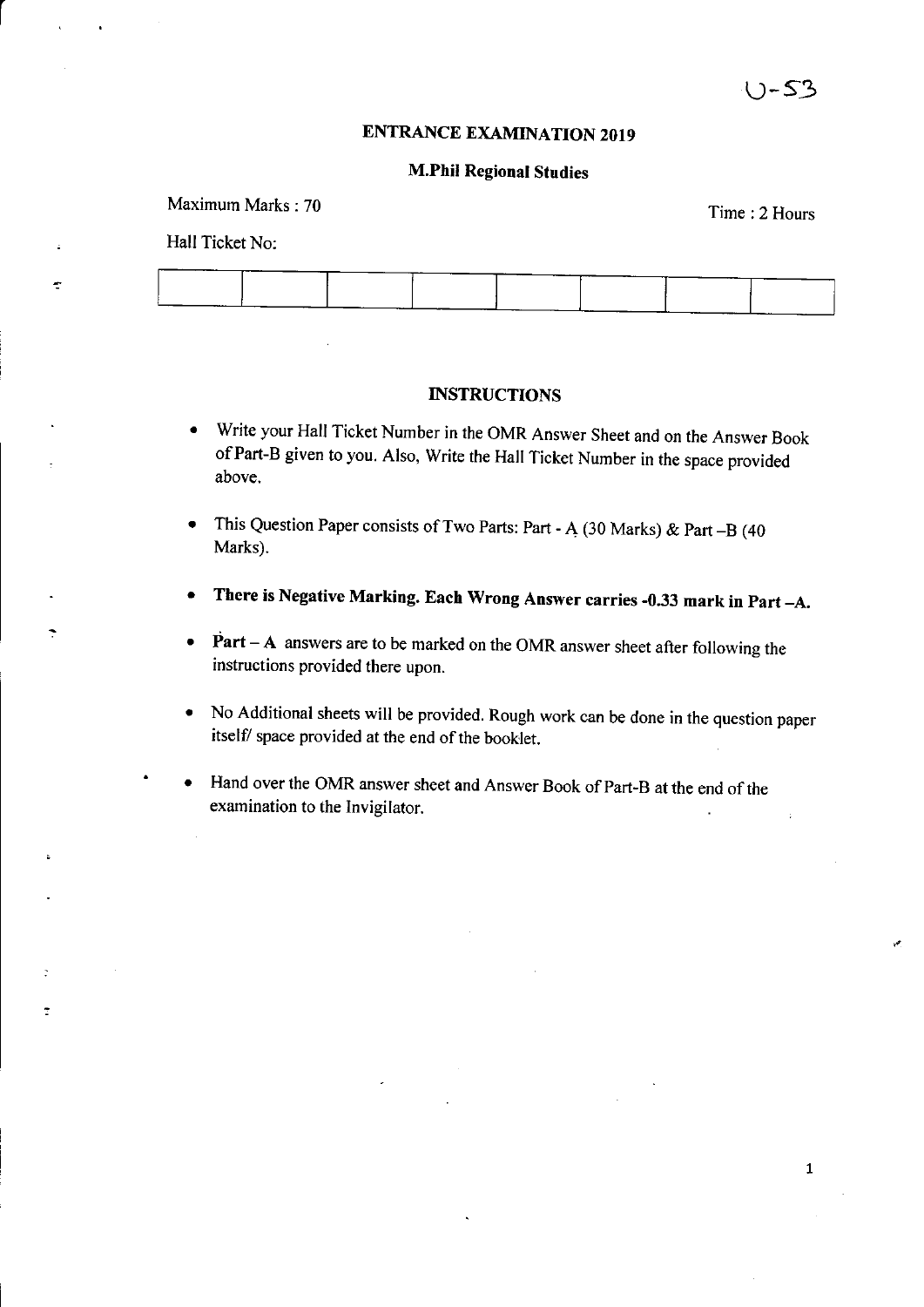U-53

# ENTRANCE EXAMINATION 2019

## M.Phil Regional Studies

Maximum Marks : 70 | Time : 2 Hours

Hall Ticket No:

| | | | | | | | |
|---|---|---|---|---|---|---|---|
| | | | | | | | |

### INSTRUCTIONS

- Write your Hall Ticket Number in the OMR Answer Sheet and on the Answer Book of Part-B given to you. Also, Write the Hall Ticket Number in the space provided above.
- This Question Paper consists of Two Parts: Part - A (30 Marks) & Part –B (40 Marks).
- **There is Negative Marking. Each Wrong Answer carries -0.33 mark in Part –A.**
- **Part – A** answers are to be marked on the OMR answer sheet after following the instructions provided there upon.
- No Additional sheets will be provided. Rough work can be done in the question paper itself/ space provided at the end of the booklet.
- Hand over the OMR answer sheet and Answer Book of Part-B at the end of the examination to the Invigilator.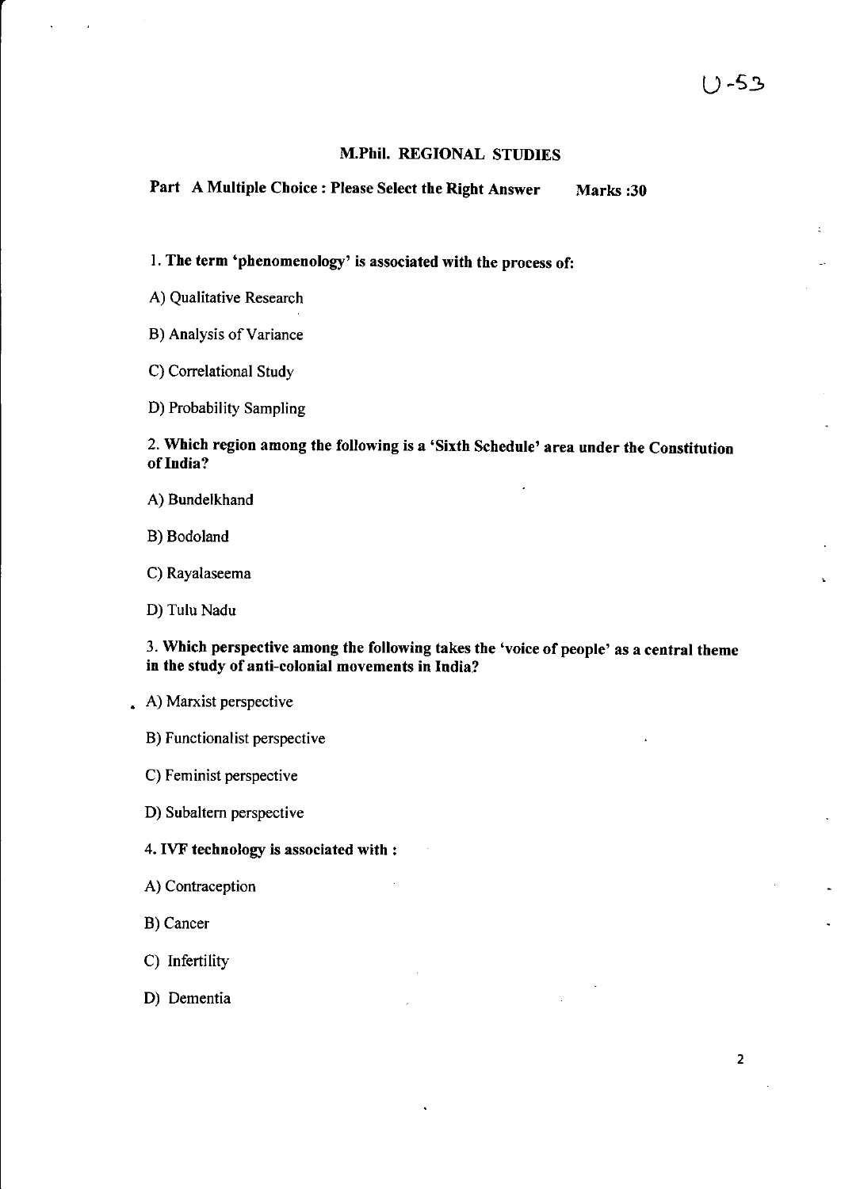# M.Phil. REGIONAL STUDIES

**Part A Multiple Choice : Please Select the Right Answer Marks :30**

**1. The term 'phenomenology' is associated with the process of:**

A) Qualitative Research

B) Analysis of Variance

C) Correlational Study

D) Probability Sampling

**2. Which region among the following is a 'Sixth Schedule' area under the Constitution of India?**

A) Bundelkhand

B) Bodoland

C) Rayalaseema

D) Tulu Nadu

**3. Which perspective among the following takes the 'voice of people' as a central theme in the study of anti-colonial movements in India?**

A) Marxist perspective

B) Functionalist perspective

C) Feminist perspective

D) Subaltern perspective

**4. IVF technology is associated with :**

A) Contraception

B) Cancer

C) Infertility

D) Dementia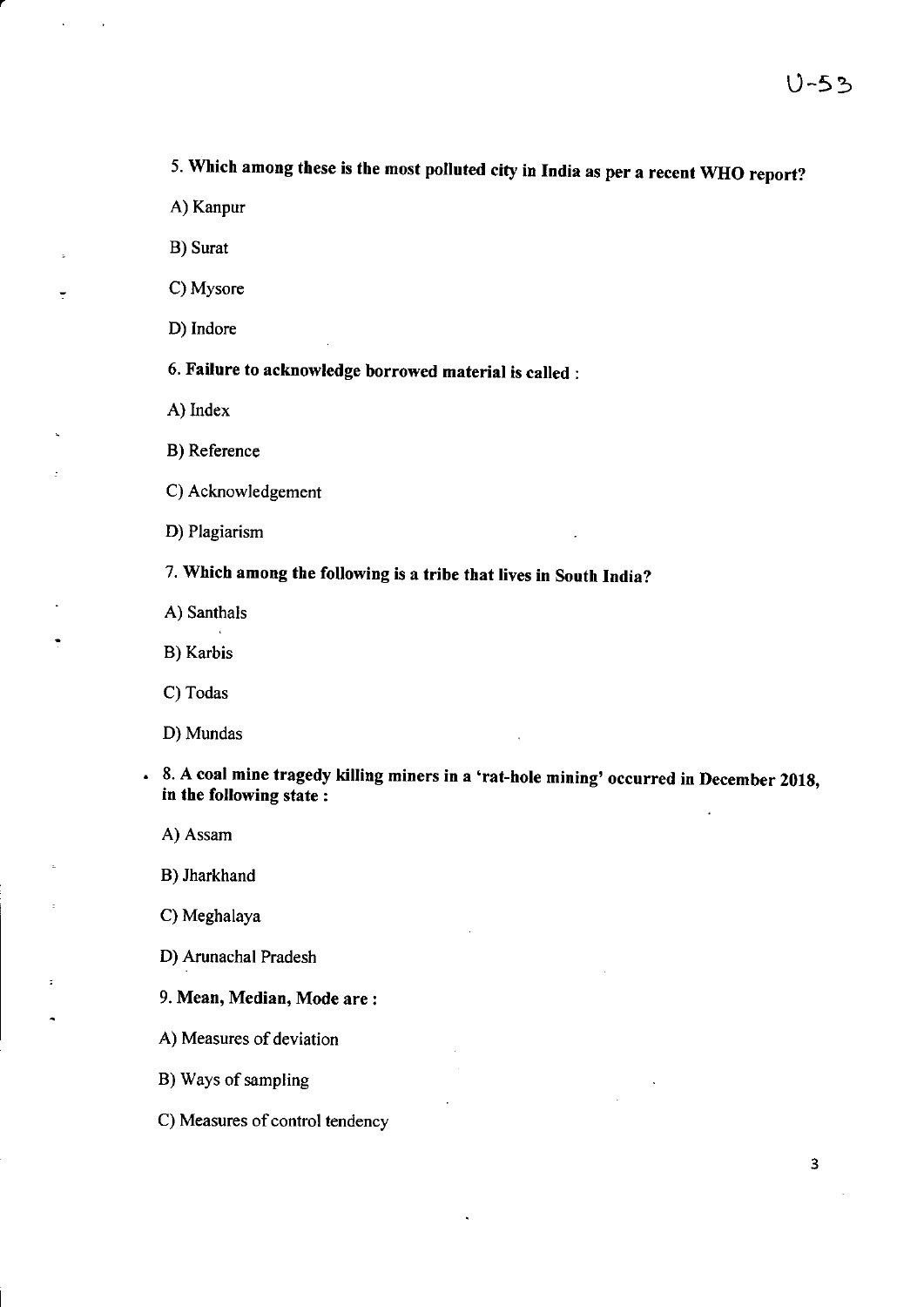**5. Which among these is the most polluted city in India as per a recent WHO report?**

A) Kanpur

B) Surat

C) Mysore

D) Indore

**6. Failure to acknowledge borrowed material is called :**

A) Index

B) Reference

C) Acknowledgement

D) Plagiarism

**7. Which among the following is a tribe that lives in South India?**

A) Santhals

B) Karbis

C) Todas

D) Mundas

**8. A coal mine tragedy killing miners in a 'rat-hole mining' occurred in December 2018, in the following state :**

A) Assam

B) Jharkhand

C) Meghalaya

D) Arunachal Pradesh

**9. Mean, Median, Mode are :**

A) Measures of deviation

B) Ways of sampling

C) Measures of control tendency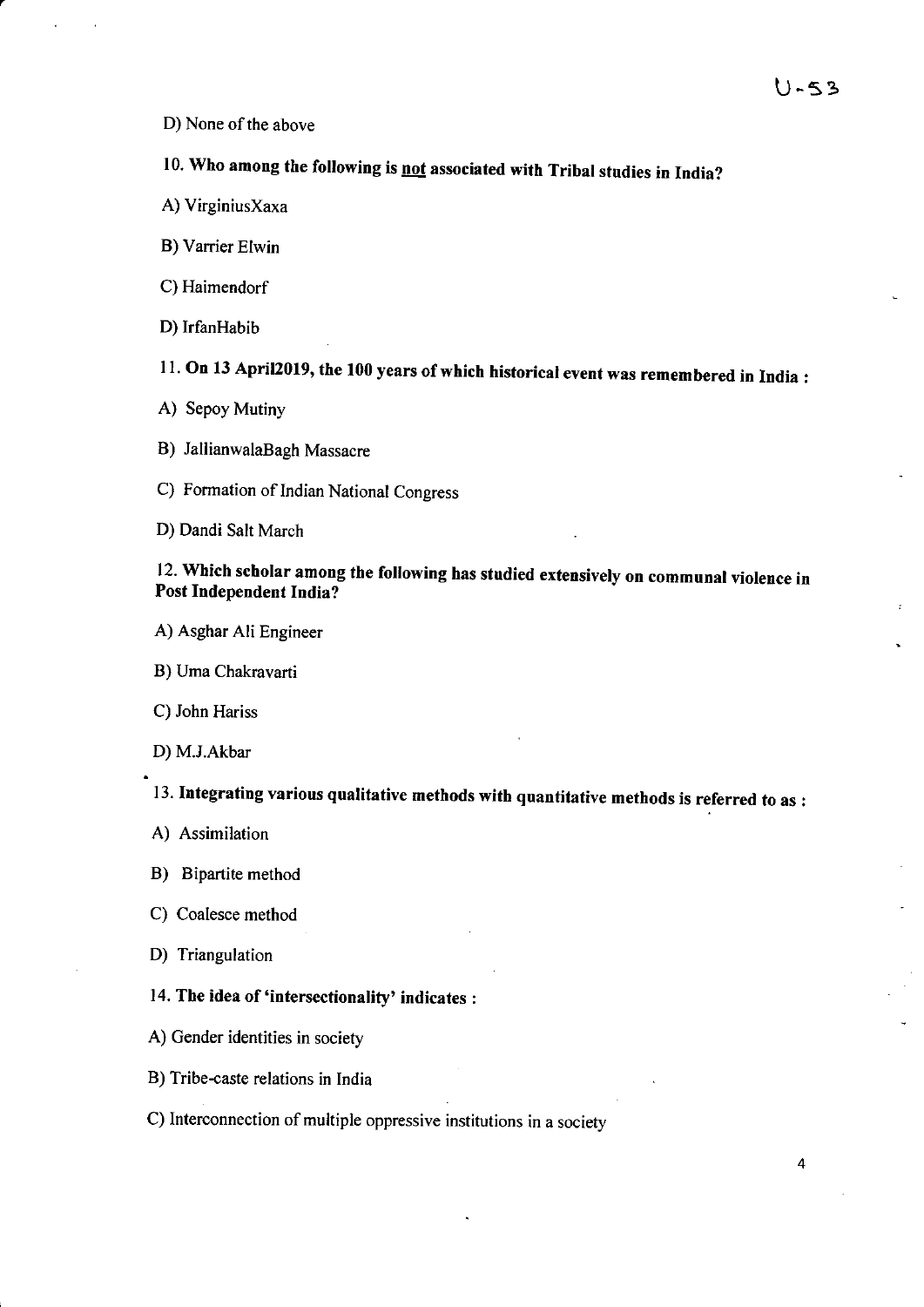D) None of the above

**10. Who among the following is not associated with Tribal studies in India?**

A) VirginiusXaxa

B) Varrier Elwin

C) Haimendorf

D) IrfanHabib

**11. On 13 April2019, the 100 years of which historical event was remembered in India :**

A) Sepoy Mutiny

B) JallianwalaBagh Massacre

C) Formation of Indian National Congress

D) Dandi Salt March

**12. Which scholar among the following has studied extensively on communal violence in Post Independent India?**

A) Asghar Ali Engineer

B) Uma Chakravarti

C) John Hariss

D) M.J.Akbar

**13. Integrating various qualitative methods with quantitative methods is referred to as :**

A) Assimilation

B) Bipartite method

C) Coalesce method

D) Triangulation

**14. The idea of 'intersectionality' indicates :**

A) Gender identities in society

B) Tribe-caste relations in India

C) Interconnection of multiple oppressive institutions in a society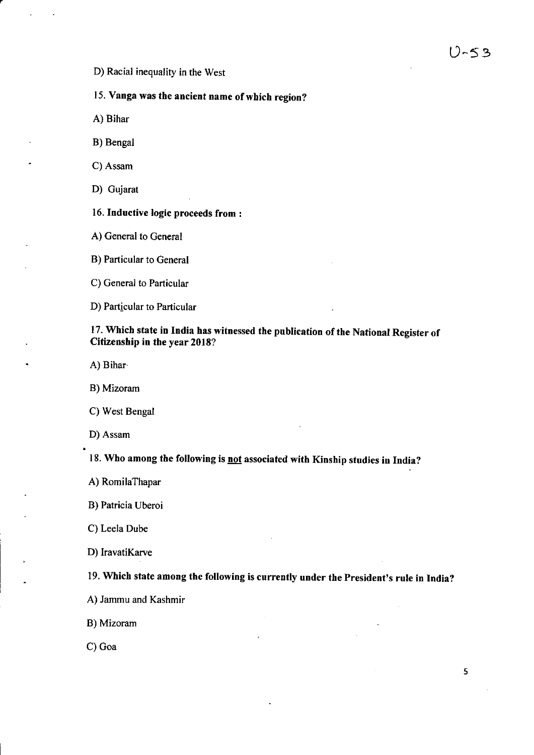D) Racial inequality in the West

**15. Vanga was the ancient name of which region?**

A) Bihar

B) Bengal

C) Assam

D) Gujarat

**16. Inductive logic proceeds from :**

A) General to General

B) Particular to General

C) General to Particular

D) Particular to Particular

**17. Which state in India has witnessed the publication of the National Register of Citizenship in the year 2018?**

A) Bihar

B) Mizoram

C) West Bengal

D) Assam

**18. Who among the following is not associated with Kinship studies in India?**

A) RomilaThapar

B) Patricia Uberoi

C) Leela Dube

D) IravatiKarve

**19. Which state among the following is currently under the President's rule in India?**

A) Jammu and Kashmir

B) Mizoram

C) Goa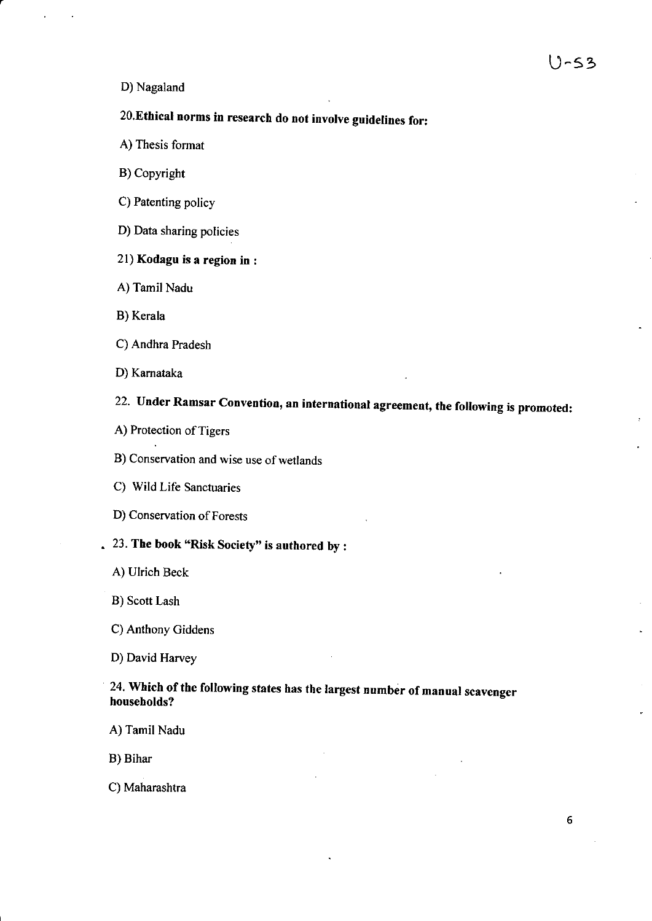D) Nagaland

**20.Ethical norms in research do not involve guidelines for:**

A) Thesis format

B) Copyright

C) Patenting policy

D) Data sharing policies

**21) Kodagu is a region in :**

A) Tamil Nadu

B) Kerala

C) Andhra Pradesh

D) Karnataka

**22. Under Ramsar Convention, an international agreement, the following is promoted:**

A) Protection of Tigers

B) Conservation and wise use of wetlands

C) Wild Life Sanctuaries

D) Conservation of Forests

**23. The book "Risk Society" is authored by :**

A) Ulrich Beck

B) Scott Lash

C) Anthony Giddens

D) David Harvey

**24. Which of the following states has the largest number of manual scavenger households?**

A) Tamil Nadu

B) Bihar

C) Maharashtra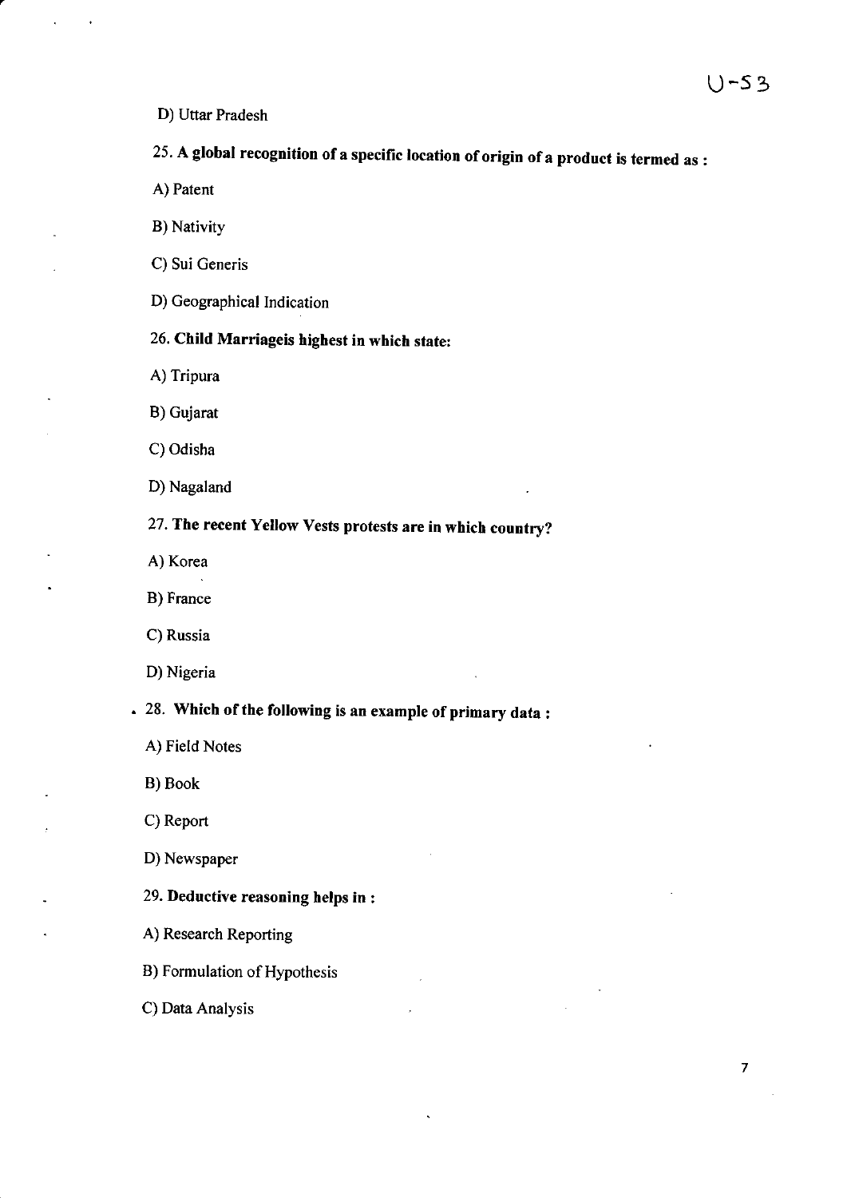D) Uttar Pradesh

**25. A global recognition of a specific location of origin of a product is termed as :**

A) Patent

B) Nativity

C) Sui Generis

D) Geographical Indication

**26. Child Marriageis highest in which state:**

A) Tripura

B) Gujarat

C) Odisha

D) Nagaland

**27. The recent Yellow Vests protests are in which country?**

A) Korea

B) France

C) Russia

D) Nigeria

**28. Which of the following is an example of primary data :**

A) Field Notes

B) Book

C) Report

D) Newspaper

**29. Deductive reasoning helps in :**

A) Research Reporting

B) Formulation of Hypothesis

C) Data Analysis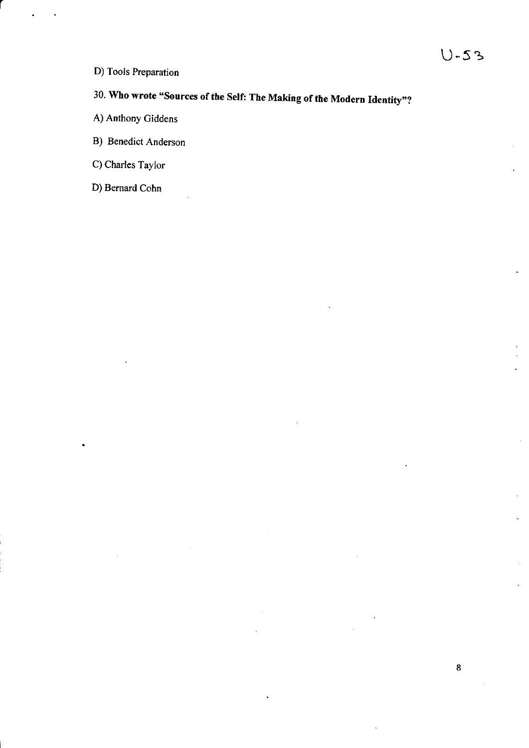D) Tools Preparation

**30. Who wrote "Sources of the Self: The Making of the Modern Identity"?**

A) Anthony Giddens

B) Benedict Anderson

C) Charles Taylor

D) Bernard Cohn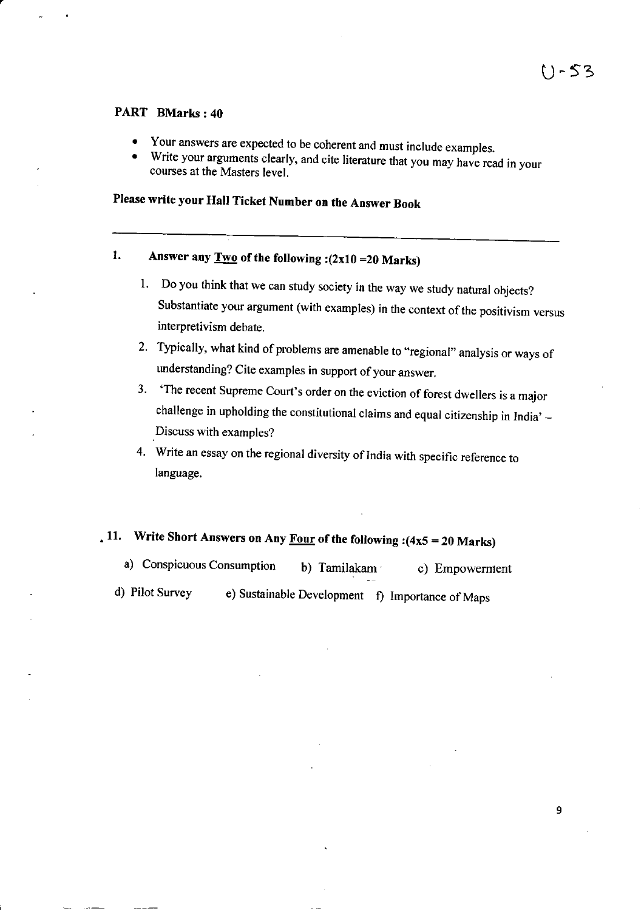U-53

## PART BMarks : 40

- Your answers are expected to be coherent and must include examples.
- Write your arguments clearly, and cite literature that you may have read in your courses at the Masters level.

**Please write your Hall Ticket Number on the Answer Book**

---

**1. Answer any Two of the following :(2x10 =20 Marks)**

1. Do you think that we can study society in the way we study natural objects? Substantiate your argument (with examples) in the context of the positivism versus interpretivism debate.
2. Typically, what kind of problems are amenable to "regional" analysis or ways of understanding? Cite examples in support of your answer.
3. 'The recent Supreme Court's order on the eviction of forest dwellers is a major challenge in upholding the constitutional claims and equal citizenship in India' – Discuss with examples?
4. Write an essay on the regional diversity of India with specific reference to language.

**11. Write Short Answers on Any Four of the following :(4x5 = 20 Marks)**

a) Conspicuous Consumption  b) Tamilakam  c) Empowerment

d) Pilot Survey  e) Sustainable Development  f) Importance of Maps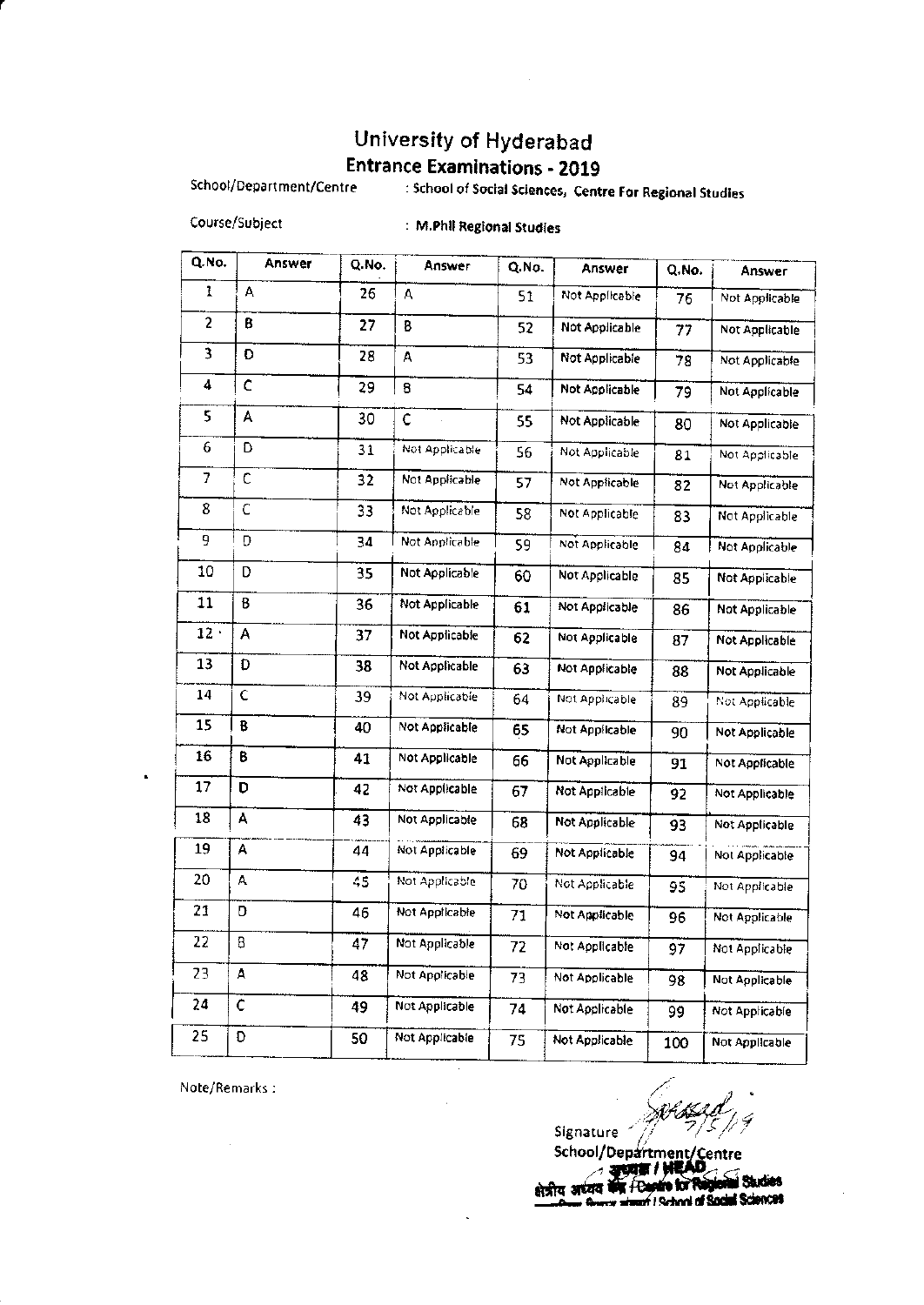# University of Hyderabad

## Entrance Examinations - 2019

School/Department/Centre : School of Social Sciences, Centre For Regional Studies

Course/Subject : M.Phil Regional Studies

| Q.No. | Answer | Q.No. | Answer | Q.No. | Answer | Q.No. | Answer |
|---|---|---|---|---|---|---|---|
| 1 | A | 26 | A | 51 | Not Applicable | 76 | Not Applicable |
| 2 | B | 27 | B | 52 | Not Applicable | 77 | Not Applicable |
| 3 | D | 28 | A | 53 | Not Applicable | 78 | Not Applicable |
| 4 | C | 29 | B | 54 | Not Applicable | 79 | Not Applicable |
| 5 | A | 30 | C | 55 | Not Applicable | 80 | Not Applicable |
| 6 | D | 31 | Not Applicable | 56 | Not Applicable | 81 | Not Applicable |
| 7 | C | 32 | Not Applicable | 57 | Not Applicable | 82 | Not Applicable |
| 8 | C | 33 | Not Applicable | 58 | Not Applicable | 83 | Not Applicable |
| 9 | D | 34 | Not Applicable | 59 | Not Applicable | 84 | Not Applicable |
| 10 | D | 35 | Not Applicable | 60 | Not Applicable | 85 | Not Applicable |
| 11 | B | 36 | Not Applicable | 61 | Not Applicable | 86 | Not Applicable |
| 12 | A | 37 | Not Applicable | 62 | Not Applicable | 87 | Not Applicable |
| 13 | D | 38 | Not Applicable | 63 | Not Applicable | 88 | Not Applicable |
| 14 | C | 39 | Not Applicable | 64 | Not Applicable | 89 | Not Applicable |
| 15 | B | 40 | Not Applicable | 65 | Not Applicable | 90 | Not Applicable |
| 16 | B | 41 | Not Applicable | 66 | Not Applicable | 91 | Not Applicable |
| 17 | D | 42 | Not Applicable | 67 | Not Applicable | 92 | Not Applicable |
| 18 | A | 43 | Not Applicable | 68 | Not Applicable | 93 | Not Applicable |
| 19 | A | 44 | Not Applicable | 69 | Not Applicable | 94 | Not Applicable |
| 20 | A | 45 | Not Applicable | 70 | Not Applicable | 95 | Not Applicable |
| 21 | D | 46 | Not Applicable | 71 | Not Applicable | 96 | Not Applicable |
| 22 | B | 47 | Not Applicable | 72 | Not Applicable | 97 | Not Applicable |
| 23 | A | 48 | Not Applicable | 73 | Not Applicable | 98 | Not Applicable |
| 24 | C | 49 | Not Applicable | 74 | Not Applicable | 99 | Not Applicable |
| 25 | D | 50 | Not Applicable | 75 | Not Applicable | 100 | Not Applicable |

Note/Remarks :

Signature 7/5/19

School/Department/Centre

अध्यक्ष / HEAD

क्षेत्रीय अध्ययन केंद्र / Centre for Regional Studies

School of Social Sciences